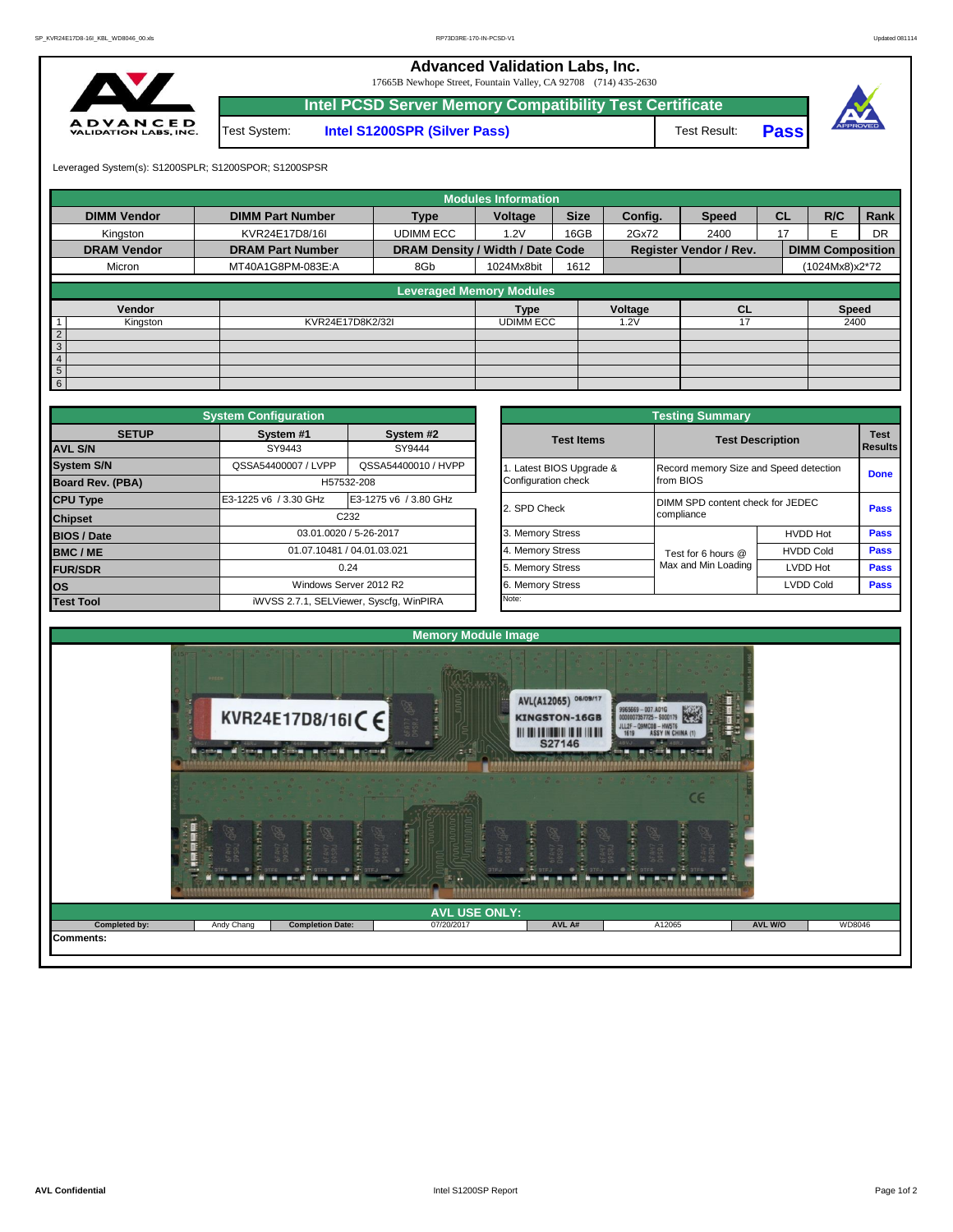# Advanced Validation Labs, Inc.

17665B Newhope Street, Fountain Valley, CA 92708 (714) 435-2630

## Intel PCSD Server Memory Compatibility Test Certificate

| Test System: | Intel S1200SPR (Silver Pass) | Test Result: | Pass |
|---|---|---|---|

Leveraged System(s): S1200SPLR; S1200SPOR; S1200SPSR

### Modules Information

| DIMM Vendor | DIMM Part Number | Type | Voltage | Size | Config. | Speed | CL | R/C | Rank |
|---|---|---|---|---|---|---|---|---|---|
| Kingston | KVR24E17D8/16I | UDIMM ECC | 1.2V | 16GB | 2Gx72 | 2400 | 17 | E | DR |
| **DRAM Vendor** | **DRAM Part Number** | **DRAM Density / Width / Date Code** | | | **Register Vendor / Rev.** | | **DIMM Composition** | | |
| Micron | MT40A1G8PM-083E:A | 8Gb | 1024Mx8bit | 1612 | | | (1024Mx8)x2*72 | | |

### Leveraged Memory Modules

| | Vendor | | Type | Voltage | CL | Speed |
|---|---|---|---|---|---|---|
| 1 | Kingston | KVR24E17D8K2/32I | UDIMM ECC | 1.2V | 17 | 2400 |
| 2 | | | | | | |
| 3 | | | | | | |
| 4 | | | | | | |
| 5 | | | | | | |
| 6 | | | | | | |

### System Configuration

| SETUP | System #1 | System #2 |
|---|---|---|
| AVL S/N | SY9443 | SY9444 |
| System S/N | QSSA54400007 / LVPP | QSSA54400010 / HVPP |
| Board Rev. (PBA) | H57532-208 | |
| CPU Type | E3-1225 v6 / 3.30 GHz | E3-1275 v6 / 3.80 GHz |
| Chipset | C232 | |
| BIOS / Date | 03.01.0020 / 5-26-2017 | |
| BMC / ME | 01.07.10481 / 04.01.03.021 | |
| FUR/SDR | 0.24 | |
| OS | Windows Server 2012 R2 | |
| Test Tool | iWVSS 2.7.1, SELViewer, Syscfg, WinPIRA | |

### Testing Summary

| Test Items | Test Description | | Test Results |
|---|---|---|---|
| 1. Latest BIOS Upgrade & Configuration check | Record memory Size and Speed detection from BIOS | | Done |
| 2. SPD Check | DIMM SPD content check for JEDEC compliance | | Pass |
| 3. Memory Stress | Test for 6 hours @ Max and Min Loading | HVDD Hot | Pass |
| 4. Memory Stress | | HVDD Cold | Pass |
| 5. Memory Stress | | LVDD Hot | Pass |
| 6. Memory Stress | | LVDD Cold | Pass |

Note:

### Memory Module Image

### AVL USE ONLY:

| Completed by: | Andy Chang | Completion Date: | 07/20/2017 | AVL A# | A12065 | AVL W/O | WD8046 |
|---|---|---|---|---|---|---|---|

Comments: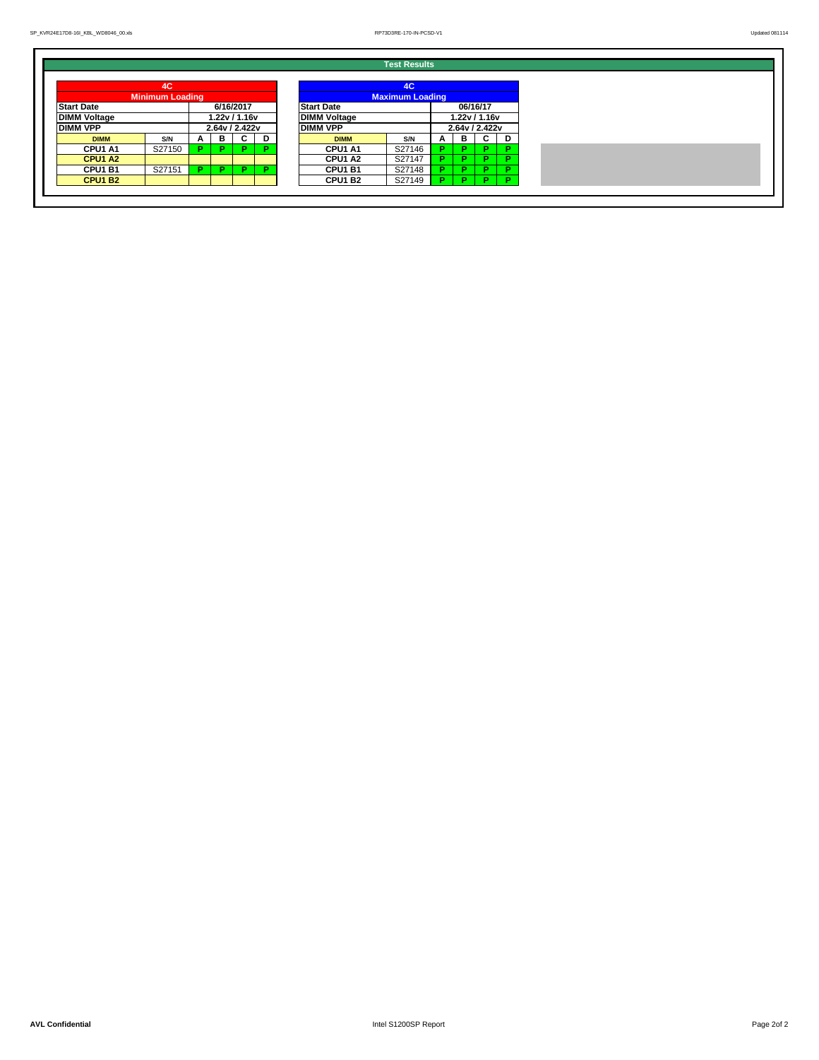## Test Results

| 4C Minimum Loading | | | | | |
|---|---|---|---|---|---|
| Start Date | | 6/16/2017 | | | |
| DIMM Voltage | | 1.22v / 1.16v | | | |
| DIMM VPP | | 2.64v / 2.422v | | | |
| DIMM | S/N | A | B | C | D |
| CPU1 A1 | S27150 | P | P | P | P |
| CPU1 A2 | | | | | |
| CPU1 B1 | S27151 | P | P | P | P |
| CPU1 B2 | | | | | |

| 4C Maximum Loading | | | | | |
|---|---|---|---|---|---|
| Start Date | | 06/16/17 | | | |
| DIMM Voltage | | 1.22v / 1.16v | | | |
| DIMM VPP | | 2.64v / 2.422v | | | |
| DIMM | S/N | A | B | C | D |
| CPU1 A1 | S27146 | P | P | P | P |
| CPU1 A2 | S27147 | P | P | P | P |
| CPU1 B1 | S27148 | P | P | P | P |
| CPU1 B2 | S27149 | P | P | P | P |